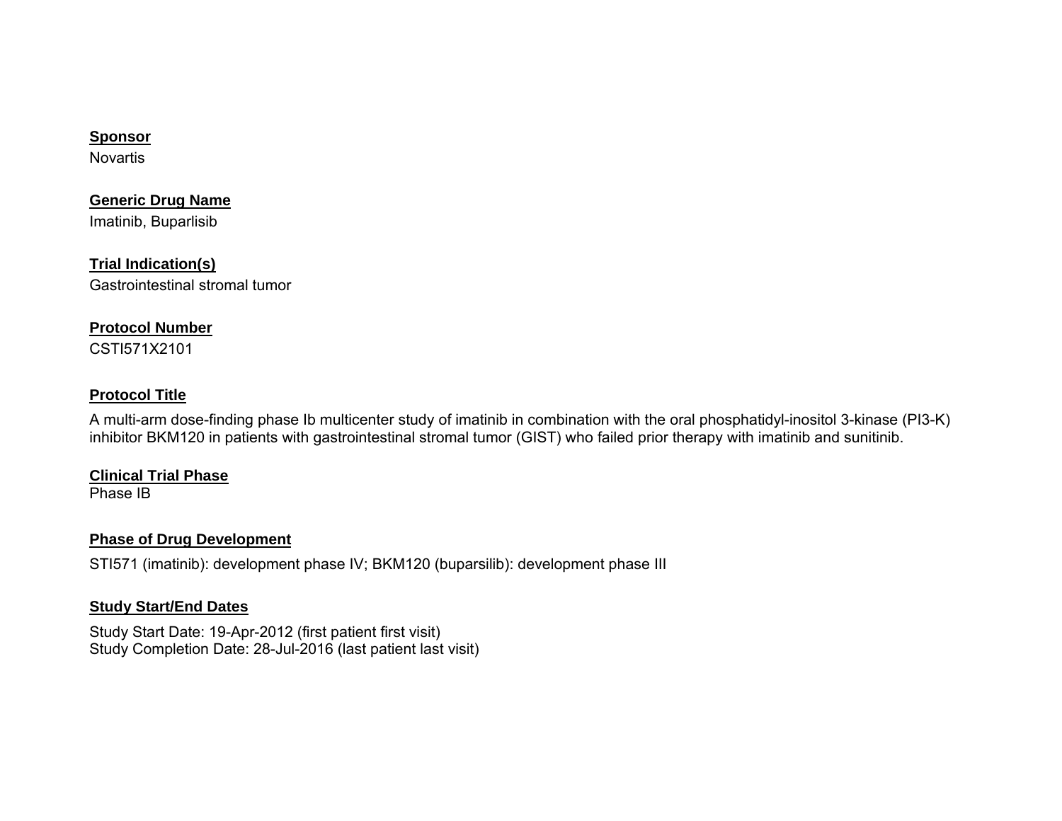**Sponsor**

Novartis

**Generic Drug Name**

Imatinib, Buparlisib

**Trial Indication(s)**

Gastrointestinal stromal tumor

**Protocol Number**

CSTI571X2101

**Protocol Title**

A multi-arm dose-finding phase Ib multicenter study of imatinib in combination with the oral phosphatidyl-inositol 3-kinase (PI3-K) inhibitor BKM120 in patients with gastrointestinal stromal tumor (GIST) who failed prior therapy with imatinib and sunitinib.

**Clinical Trial Phase**

Phase IB

**Phase of Drug Development**

STI571 (imatinib): development phase IV; BKM120 (buparsilib): development phase III

**Study Start/End Dates**

Study Start Date: 19-Apr-2012 (first patient first visit)
Study Completion Date: 28-Jul-2016 (last patient last visit)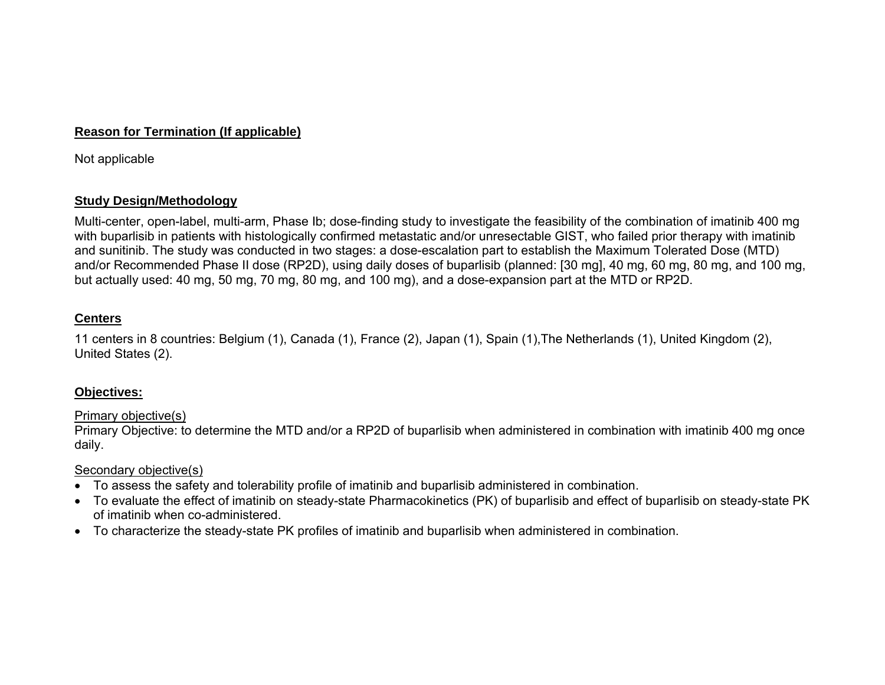## Reason for Termination (If applicable)

Not applicable

## Study Design/Methodology

Multi-center, open-label, multi-arm, Phase Ib; dose-finding study to investigate the feasibility of the combination of imatinib 400 mg with buparlisib in patients with histologically confirmed metastatic and/or unresectable GIST, who failed prior therapy with imatinib and sunitinib. The study was conducted in two stages: a dose-escalation part to establish the Maximum Tolerated Dose (MTD) and/or Recommended Phase II dose (RP2D), using daily doses of buparlisib (planned: [30 mg], 40 mg, 60 mg, 80 mg, and 100 mg, but actually used: 40 mg, 50 mg, 70 mg, 80 mg, and 100 mg), and a dose-expansion part at the MTD or RP2D.

## Centers

11 centers in 8 countries: Belgium (1), Canada (1), France (2), Japan (1), Spain (1),The Netherlands (1), United Kingdom (2), United States (2).

## Objectives:

<u>Primary objective(s)</u>

Primary Objective: to determine the MTD and/or a RP2D of buparlisib when administered in combination with imatinib 400 mg once daily.

<u>Secondary objective(s)</u>

- To assess the safety and tolerability profile of imatinib and buparlisib administered in combination.
- To evaluate the effect of imatinib on steady-state Pharmacokinetics (PK) of buparlisib and effect of buparlisib on steady-state PK of imatinib when co-administered.
- To characterize the steady-state PK profiles of imatinib and buparlisib when administered in combination.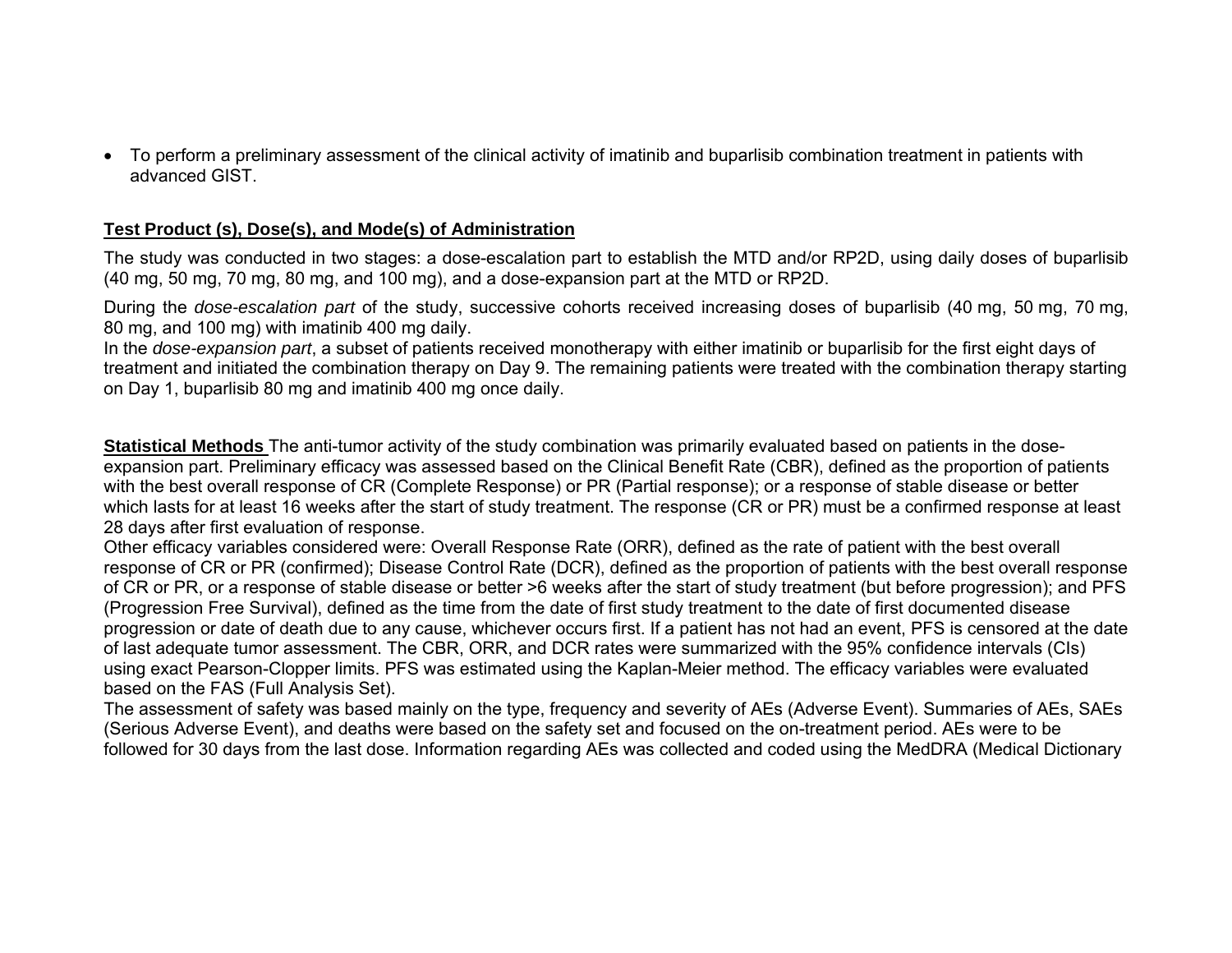- To perform a preliminary assessment of the clinical activity of imatinib and buparlisib combination treatment in patients with advanced GIST.

**Test Product (s), Dose(s), and Mode(s) of Administration**

The study was conducted in two stages: a dose-escalation part to establish the MTD and/or RP2D, using daily doses of buparlisib (40 mg, 50 mg, 70 mg, 80 mg, and 100 mg), and a dose-expansion part at the MTD or RP2D.

During the *dose-escalation part* of the study, successive cohorts received increasing doses of buparlisib (40 mg, 50 mg, 70 mg, 80 mg, and 100 mg) with imatinib 400 mg daily.
In the *dose-expansion part*, a subset of patients received monotherapy with either imatinib or buparlisib for the first eight days of treatment and initiated the combination therapy on Day 9. The remaining patients were treated with the combination therapy starting on Day 1, buparlisib 80 mg and imatinib 400 mg once daily.

**Statistical Methods** The anti-tumor activity of the study combination was primarily evaluated based on patients in the dose-expansion part. Preliminary efficacy was assessed based on the Clinical Benefit Rate (CBR), defined as the proportion of patients with the best overall response of CR (Complete Response) or PR (Partial response); or a response of stable disease or better which lasts for at least 16 weeks after the start of study treatment. The response (CR or PR) must be a confirmed response at least 28 days after first evaluation of response.
Other efficacy variables considered were: Overall Response Rate (ORR), defined as the rate of patient with the best overall response of CR or PR (confirmed); Disease Control Rate (DCR), defined as the proportion of patients with the best overall response of CR or PR, or a response of stable disease or better >6 weeks after the start of study treatment (but before progression); and PFS (Progression Free Survival), defined as the time from the date of first study treatment to the date of first documented disease progression or date of death due to any cause, whichever occurs first. If a patient has not had an event, PFS is censored at the date of last adequate tumor assessment. The CBR, ORR, and DCR rates were summarized with the 95% confidence intervals (CIs) using exact Pearson-Clopper limits. PFS was estimated using the Kaplan-Meier method. The efficacy variables were evaluated based on the FAS (Full Analysis Set).
The assessment of safety was based mainly on the type, frequency and severity of AEs (Adverse Event). Summaries of AEs, SAEs (Serious Adverse Event), and deaths were based on the safety set and focused on the on-treatment period. AEs were to be followed for 30 days from the last dose. Information regarding AEs was collected and coded using the MedDRA (Medical Dictionary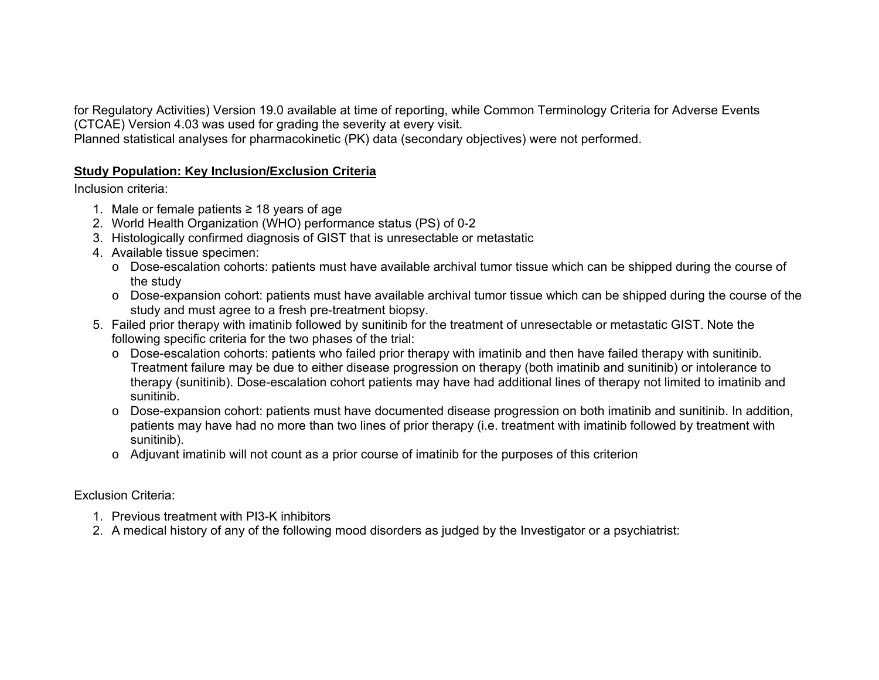for Regulatory Activities) Version 19.0 available at time of reporting, while Common Terminology Criteria for Adverse Events (CTCAE) Version 4.03 was used for grading the severity at every visit.
Planned statistical analyses for pharmacokinetic (PK) data (secondary objectives) were not performed.

**Study Population: Key Inclusion/Exclusion Criteria**

Inclusion criteria:

1. Male or female patients ≥ 18 years of age
2. World Health Organization (WHO) performance status (PS) of 0-2
3. Histologically confirmed diagnosis of GIST that is unresectable or metastatic
4. Available tissue specimen:
   - Dose-escalation cohorts: patients must have available archival tumor tissue which can be shipped during the course of the study
   - Dose-expansion cohort: patients must have available archival tumor tissue which can be shipped during the course of the study and must agree to a fresh pre-treatment biopsy.
5. Failed prior therapy with imatinib followed by sunitinib for the treatment of unresectable or metastatic GIST. Note the following specific criteria for the two phases of the trial:
   - Dose-escalation cohorts: patients who failed prior therapy with imatinib and then have failed therapy with sunitinib. Treatment failure may be due to either disease progression on therapy (both imatinib and sunitinib) or intolerance to therapy (sunitinib). Dose-escalation cohort patients may have had additional lines of therapy not limited to imatinib and sunitinib.
   - Dose-expansion cohort: patients must have documented disease progression on both imatinib and sunitinib. In addition, patients may have had no more than two lines of prior therapy (i.e. treatment with imatinib followed by treatment with sunitinib).
   - Adjuvant imatinib will not count as a prior course of imatinib for the purposes of this criterion

Exclusion Criteria:

1. Previous treatment with PI3-K inhibitors
2. A medical history of any of the following mood disorders as judged by the Investigator or a psychiatrist: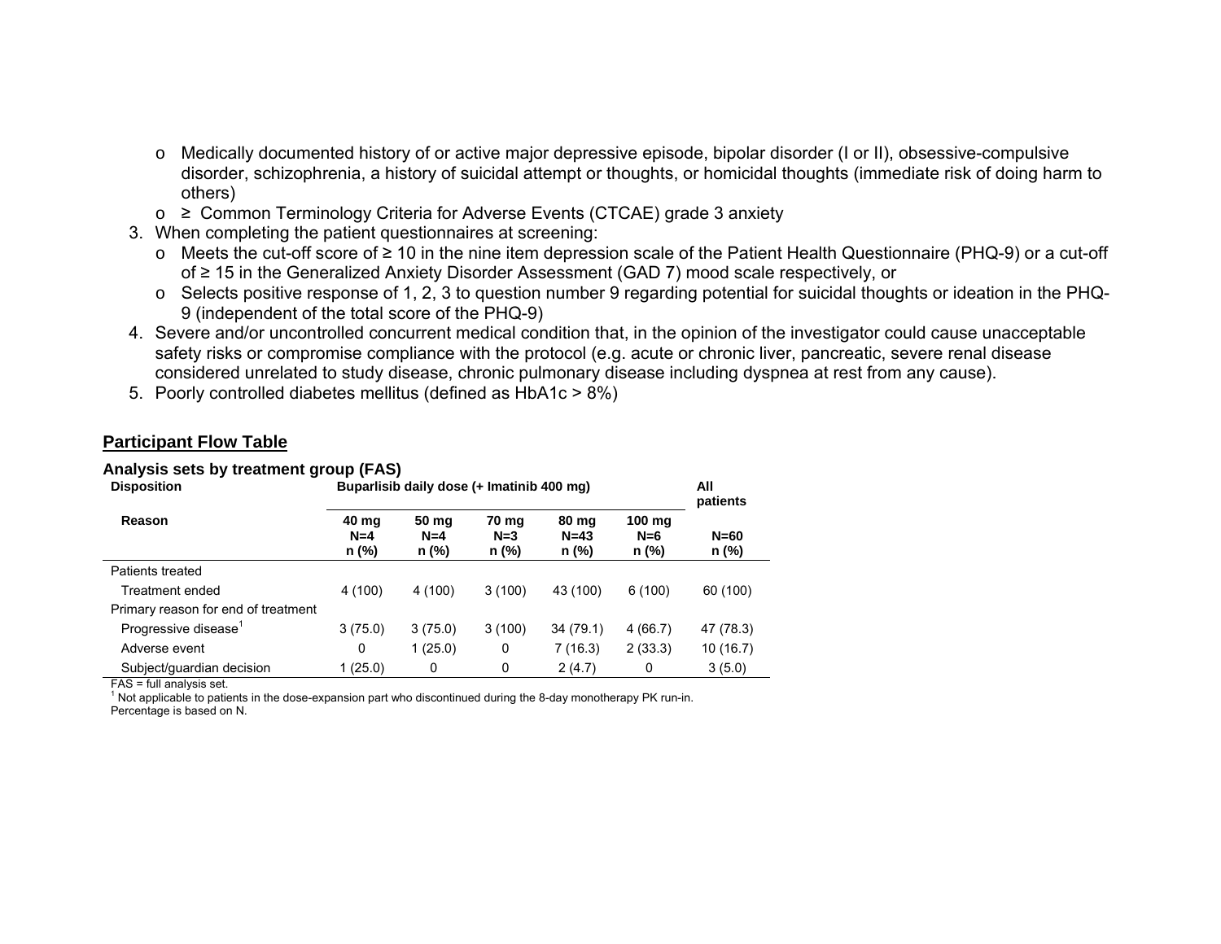- o Medically documented history of or active major depressive episode, bipolar disorder (I or II), obsessive-compulsive disorder, schizophrenia, a history of suicidal attempt or thoughts, or homicidal thoughts (immediate risk of doing harm to others)
- o ≥ Common Terminology Criteria for Adverse Events (CTCAE) grade 3 anxiety

3. When completing the patient questionnaires at screening:
   - o Meets the cut-off score of ≥ 10 in the nine item depression scale of the Patient Health Questionnaire (PHQ-9) or a cut-off of ≥ 15 in the Generalized Anxiety Disorder Assessment (GAD 7) mood scale respectively, or
   - o Selects positive response of 1, 2, 3 to question number 9 regarding potential for suicidal thoughts or ideation in the PHQ-9 (independent of the total score of the PHQ-9)
4. Severe and/or uncontrolled concurrent medical condition that, in the opinion of the investigator could cause unacceptable safety risks or compromise compliance with the protocol (e.g. acute or chronic liver, pancreatic, severe renal disease considered unrelated to study disease, chronic pulmonary disease including dyspnea at rest from any cause).
5. Poorly controlled diabetes mellitus (defined as HbA1c > 8%)

## Participant Flow Table

**Analysis sets by treatment group (FAS)**

| Disposition | Buparlisib daily dose (+ Imatinib 400 mg) | | | | | All patients |
|---|---|---|---|---|---|---|
| Reason | 40 mg N=4 n (%) | 50 mg N=4 n (%) | 70 mg N=3 n (%) | 80 mg N=43 n (%) | 100 mg N=6 n (%) | N=60 n (%) |
| Patients treated | | | | | | |
| Treatment ended | 4 (100) | 4 (100) | 3 (100) | 43 (100) | 6 (100) | 60 (100) |
| Primary reason for end of treatment | | | | | | |
| Progressive disease[1] | 3 (75.0) | 3 (75.0) | 3 (100) | 34 (79.1) | 4 (66.7) | 47 (78.3) |
| Adverse event | 0 | 1 (25.0) | 0 | 7 (16.3) | 2 (33.3) | 10 (16.7) |
| Subject/guardian decision | 1 (25.0) | 0 | 0 | 2 (4.7) | 0 | 3 (5.0) |

FAS = full analysis set.

[1] Not applicable to patients in the dose-expansion part who discontinued during the 8-day monotherapy PK run-in.

Percentage is based on N.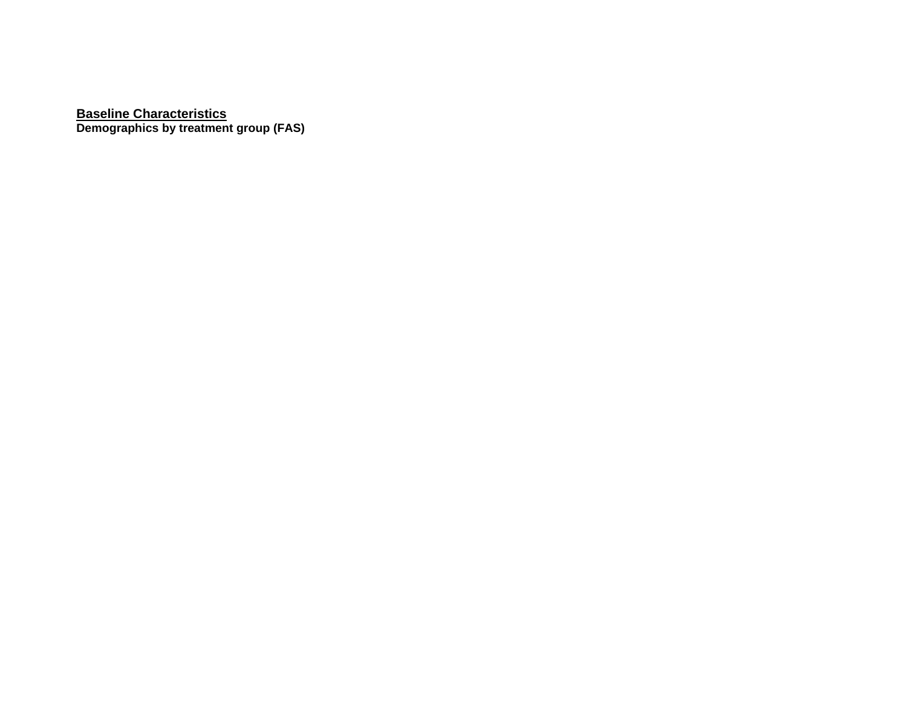**<u>Baseline Characteristics</u>**

**Demographics by treatment group (FAS)**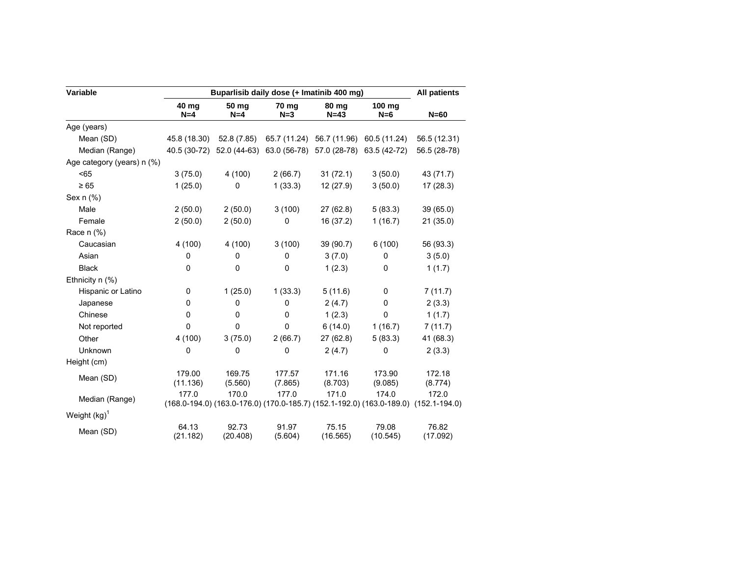| Variable | Buparlisib daily dose (+ Imatinib 400 mg) | | | | | All patients |
|---|---|---|---|---|---|---|
| | 40 mg N=4 | 50 mg N=4 | 70 mg N=3 | 80 mg N=43 | 100 mg N=6 | N=60 |
| Age (years) | | | | | | |
| Mean (SD) | 45.8 (18.30) | 52.8 (7.85) | 65.7 (11.24) | 56.7 (11.96) | 60.5 (11.24) | 56.5 (12.31) |
| Median (Range) | 40.5 (30-72) | 52.0 (44-63) | 63.0 (56-78) | 57.0 (28-78) | 63.5 (42-72) | 56.5 (28-78) |
| Age category (years) n (%) | | | | | | |
| <65 | 3 (75.0) | 4 (100) | 2 (66.7) | 31 (72.1) | 3 (50.0) | 43 (71.7) |
| ≥ 65 | 1 (25.0) | 0 | 1 (33.3) | 12 (27.9) | 3 (50.0) | 17 (28.3) |
| Sex n (%) | | | | | | |
| Male | 2 (50.0) | 2 (50.0) | 3 (100) | 27 (62.8) | 5 (83.3) | 39 (65.0) |
| Female | 2 (50.0) | 2 (50.0) | 0 | 16 (37.2) | 1 (16.7) | 21 (35.0) |
| Race n (%) | | | | | | |
| Caucasian | 4 (100) | 4 (100) | 3 (100) | 39 (90.7) | 6 (100) | 56 (93.3) |
| Asian | 0 | 0 | 0 | 3 (7.0) | 0 | 3 (5.0) |
| Black | 0 | 0 | 0 | 1 (2.3) | 0 | 1 (1.7) |
| Ethnicity n (%) | | | | | | |
| Hispanic or Latino | 0 | 1 (25.0) | 1 (33.3) | 5 (11.6) | 0 | 7 (11.7) |
| Japanese | 0 | 0 | 0 | 2 (4.7) | 0 | 2 (3.3) |
| Chinese | 0 | 0 | 0 | 1 (2.3) | 0 | 1 (1.7) |
| Not reported | 0 | 0 | 0 | 6 (14.0) | 1 (16.7) | 7 (11.7) |
| Other | 4 (100) | 3 (75.0) | 2 (66.7) | 27 (62.8) | 5 (83.3) | 41 (68.3) |
| Unknown | 0 | 0 | 0 | 2 (4.7) | 0 | 2 (3.3) |
| Height (cm) | | | | | | |
| Mean (SD) | 179.00 (11.136) | 169.75 (5.560) | 177.57 (7.865) | 171.16 (8.703) | 173.90 (9.085) | 172.18 (8.774) |
| Median (Range) | 177.0 (168.0-194.0) | 170.0 (163.0-176.0) | 177.0 (170.0-185.7) | 171.0 (152.1-192.0) | 174.0 (163.0-189.0) | 172.0 (152.1-194.0) |
| Weight (kg)[1] | | | | | | |
| Mean (SD) | 64.13 (21.182) | 92.73 (20.408) | 91.97 (5.604) | 75.15 (16.565) | 79.08 (10.545) | 76.82 (17.092) |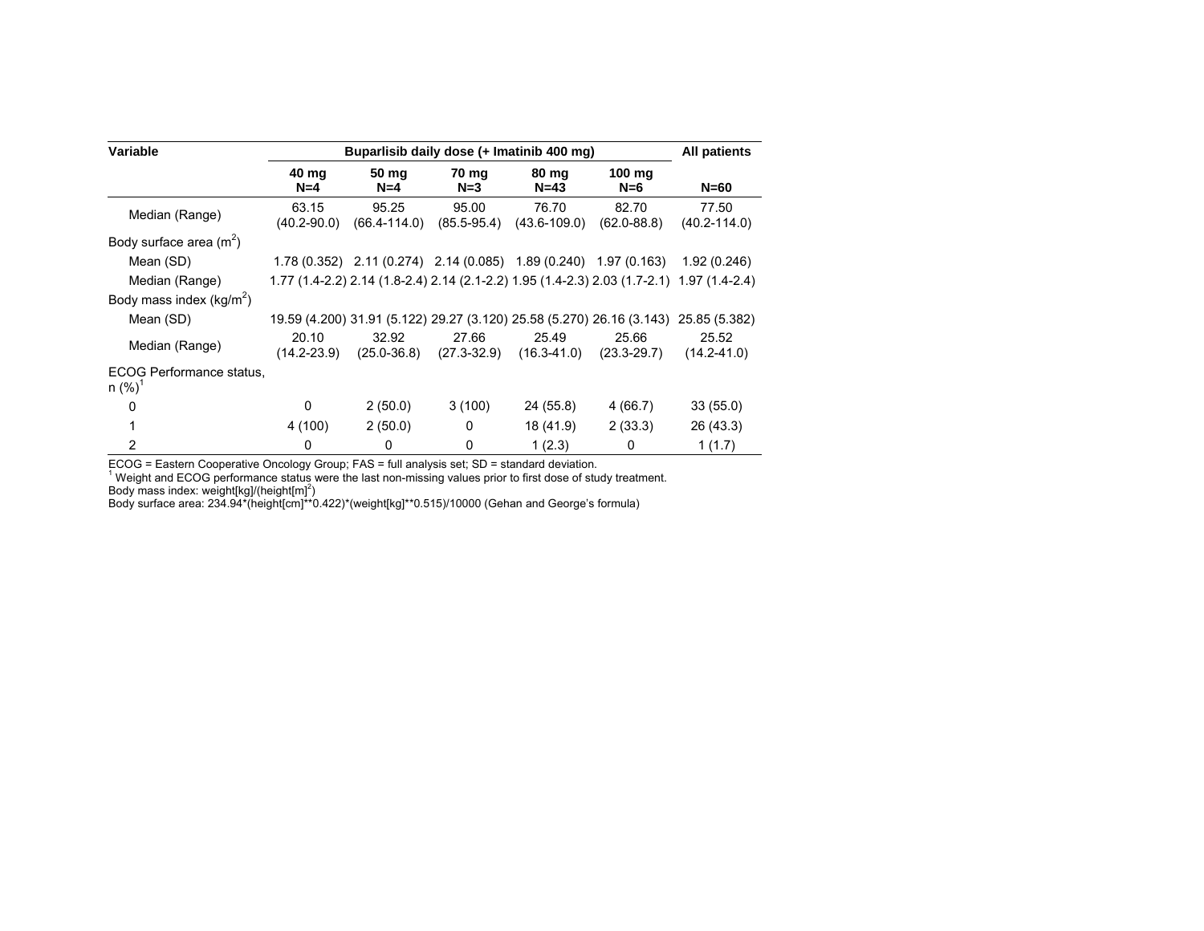| Variable | Buparlisib daily dose (+ Imatinib 400 mg) | | | | | All patients |
|---|---|---|---|---|---|---|
| | 40 mg N=4 | 50 mg N=4 | 70 mg N=3 | 80 mg N=43 | 100 mg N=6 | N=60 |
| Median (Range) | 63.15 (40.2-90.0) | 95.25 (66.4-114.0) | 95.00 (85.5-95.4) | 76.70 (43.6-109.0) | 82.70 (62.0-88.8) | 77.50 (40.2-114.0) |
| Body surface area ($m^2$) | | | | | | |
| Mean (SD) | 1.78 (0.352) | 2.11 (0.274) | 2.14 (0.085) | 1.89 (0.240) | 1.97 (0.163) | 1.92 (0.246) |
| Median (Range) | 1.77 (1.4-2.2) | 2.14 (1.8-2.4) | 2.14 (2.1-2.2) | 1.95 (1.4-2.3) | 2.03 (1.7-2.1) | 1.97 (1.4-2.4) |
| Body mass index ($kg/m^2$) | | | | | | |
| Mean (SD) | 19.59 (4.200) | 31.91 (5.122) | 29.27 (3.120) | 25.58 (5.270) | 26.16 (3.143) | 25.85 (5.382) |
| Median (Range) | 20.10 (14.2-23.9) | 32.92 (25.0-36.8) | 27.66 (27.3-32.9) | 25.49 (16.3-41.0) | 25.66 (23.3-29.7) | 25.52 (14.2-41.0) |
| ECOG Performance status, n (%)[1] | | | | | | |
| 0 | 0 | 2 (50.0) | 3 (100) | 24 (55.8) | 4 (66.7) | 33 (55.0) |
| 1 | 4 (100) | 2 (50.0) | 0 | 18 (41.9) | 2 (33.3) | 26 (43.3) |
| 2 | 0 | 0 | 0 | 1 (2.3) | 0 | 1 (1.7) |

ECOG = Eastern Cooperative Oncology Group; FAS = full analysis set; SD = standard deviation.

[1] Weight and ECOG performance status were the last non-missing values prior to first dose of study treatment.

Body mass index: weight[kg]/(height[m]$^2$)

Body surface area: 234.94*(height[cm]**0.422)*(weight[kg]**0.515)/10000 (Gehan and George's formula)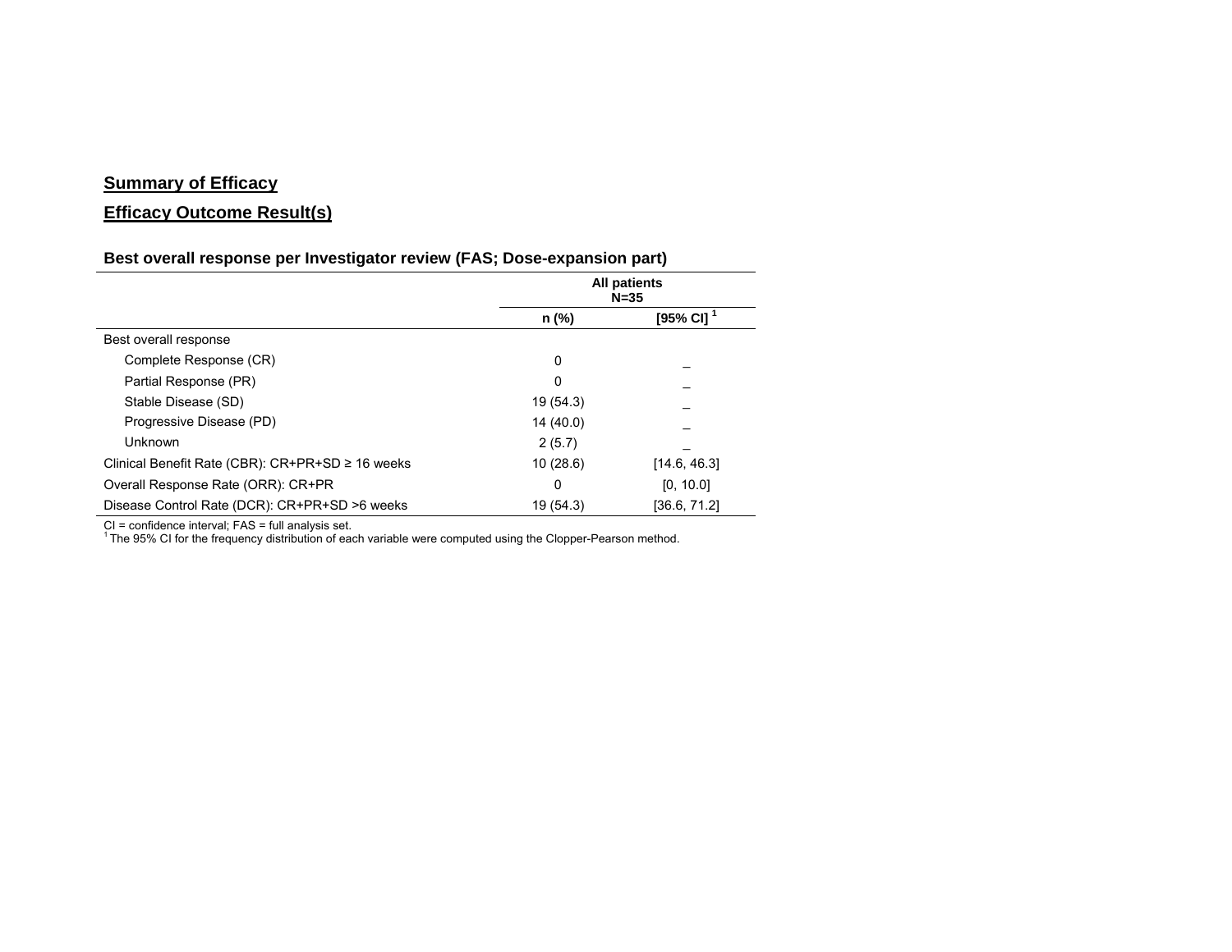## Summary of Efficacy

## Efficacy Outcome Result(s)

### Best overall response per Investigator review (FAS; Dose-expansion part)

| | All patients N=35 | |
|---|---|---|
| | n (%) | [95% CI] [1] |
| Best overall response | | |
| Complete Response (CR) | 0 | _ |
| Partial Response (PR) | 0 | _ |
| Stable Disease (SD) | 19 (54.3) | _ |
| Progressive Disease (PD) | 14 (40.0) | _ |
| Unknown | 2 (5.7) | _ |
| Clinical Benefit Rate (CBR): CR+PR+SD ≥ 16 weeks | 10 (28.6) | [14.6, 46.3] |
| Overall Response Rate (ORR): CR+PR | 0 | [0, 10.0] |
| Disease Control Rate (DCR): CR+PR+SD >6 weeks | 19 (54.3) | [36.6, 71.2] |

CI = confidence interval; FAS = full analysis set.
[1] The 95% CI for the frequency distribution of each variable were computed using the Clopper-Pearson method.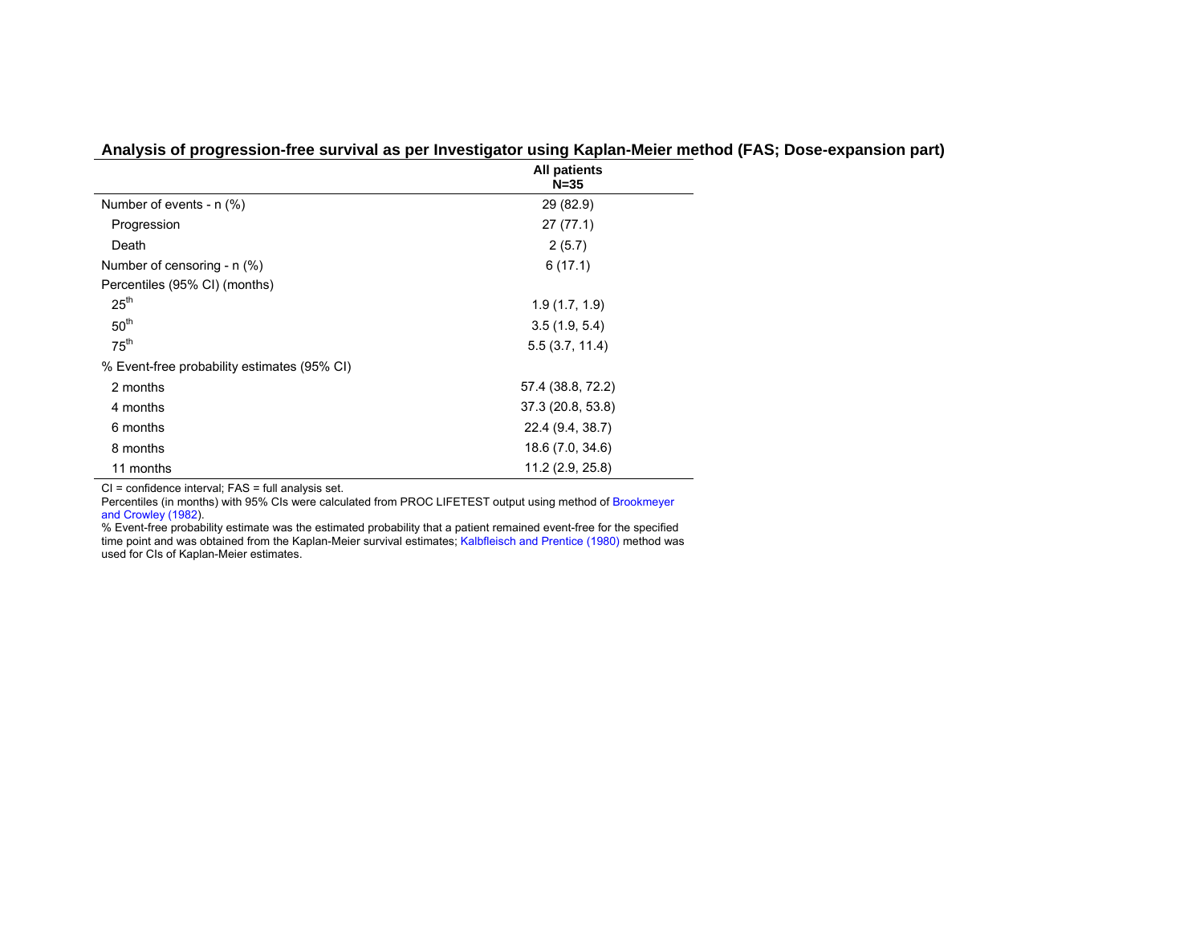**Analysis of progression-free survival as per Investigator using Kaplan-Meier method (FAS; Dose-expansion part)**

| | All patients N=35 |
|---|---|
| Number of events - n (%) | 29 (82.9) |
| Progression | 27 (77.1) |
| Death | 2 (5.7) |
| Number of censoring - n (%) | 6 (17.1) |
| Percentiles (95% CI) (months) | |
| $25^{th}$ | 1.9 (1.7, 1.9) |
| $50^{th}$ | 3.5 (1.9, 5.4) |
| $75^{th}$ | 5.5 (3.7, 11.4) |
| % Event-free probability estimates (95% CI) | |
| 2 months | 57.4 (38.8, 72.2) |
| 4 months | 37.3 (20.8, 53.8) |
| 6 months | 22.4 (9.4, 38.7) |
| 8 months | 18.6 (7.0, 34.6) |
| 11 months | 11.2 (2.9, 25.8) |

CI = confidence interval; FAS = full analysis set.

Percentiles (in months) with 95% CIs were calculated from PROC LIFETEST output using method of Brookmeyer and Crowley (1982).

% Event-free probability estimate was the estimated probability that a patient remained event-free for the specified time point and was obtained from the Kaplan-Meier survival estimates; Kalbfleisch and Prentice (1980) method was used for CIs of Kaplan-Meier estimates.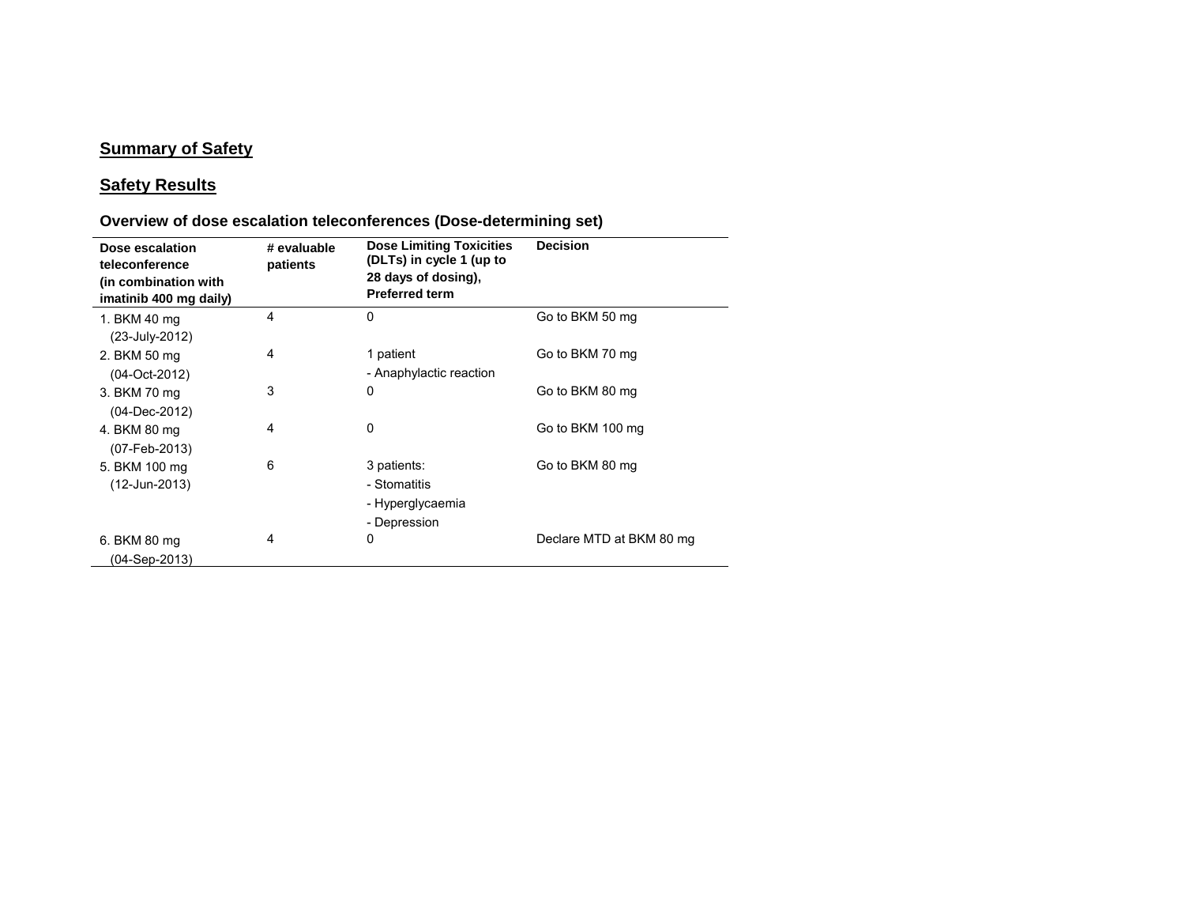## Summary of Safety

## Safety Results

### Overview of dose escalation teleconferences (Dose-determining set)

| Dose escalation teleconference (in combination with imatinib 400 mg daily) | # evaluable patients | Dose Limiting Toxicities (DLTs) in cycle 1 (up to 28 days of dosing), Preferred term | Decision |
|---|---|---|---|
| 1. BKM 40 mg (23-July-2012) | 4 | 0 | Go to BKM 50 mg |
| 2. BKM 50 mg (04-Oct-2012) | 4 | 1 patient<br>- Anaphylactic reaction | Go to BKM 70 mg |
| 3. BKM 70 mg (04-Dec-2012) | 3 | 0 | Go to BKM 80 mg |
| 4. BKM 80 mg (07-Feb-2013) | 4 | 0 | Go to BKM 100 mg |
| 5. BKM 100 mg (12-Jun-2013) | 6 | 3 patients:<br>- Stomatitis<br>- Hyperglycaemia<br>- Depression | Go to BKM 80 mg |
| 6. BKM 80 mg (04-Sep-2013) | 4 | 0 | Declare MTD at BKM 80 mg |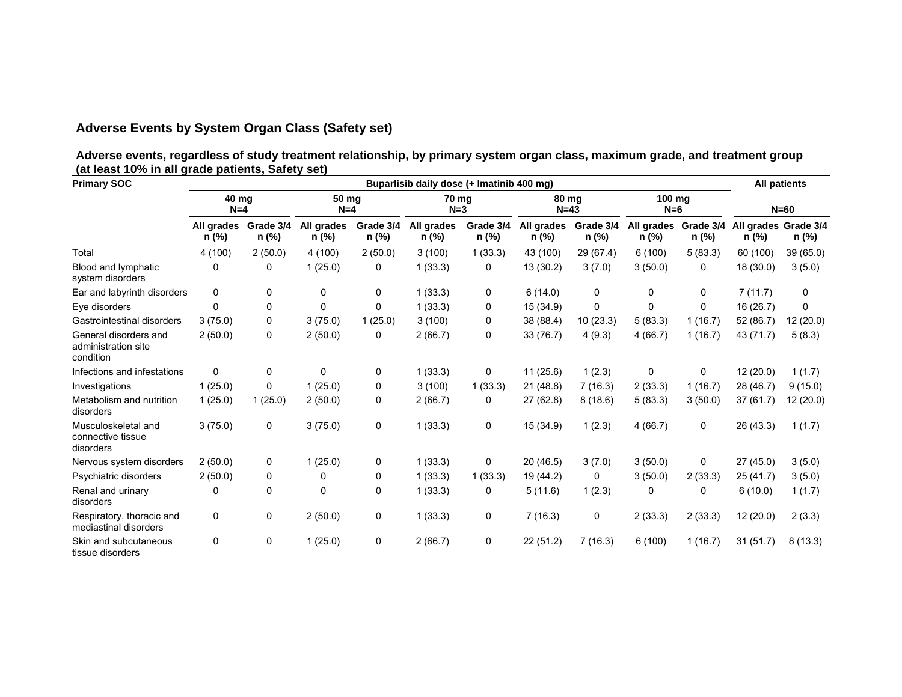## Adverse Events by System Organ Class (Safety set)

**Adverse events, regardless of study treatment relationship, by primary system organ class, maximum grade, and treatment group (at least 10% in all grade patients, Safety set)**

| Primary SOC | Buparlisib daily dose (+ Imatinib 400 mg) | | | | | | | | | | All patients | |
|---|---|---|---|---|---|---|---|---|---|---|---|---|
| | 40 mg N=4 | | 50 mg N=4 | | 70 mg N=3 | | 80 mg N=43 | | 100 mg N=6 | | N=60 | |
| | All grades n (%) | Grade 3/4 n (%) | All grades n (%) | Grade 3/4 n (%) | All grades n (%) | Grade 3/4 n (%) | All grades n (%) | Grade 3/4 n (%) | All grades n (%) | Grade 3/4 n (%) | All grades n (%) | Grade 3/4 n (%) |
| Total | 4 (100) | 2 (50.0) | 4 (100) | 2 (50.0) | 3 (100) | 1 (33.3) | 43 (100) | 29 (67.4) | 6 (100) | 5 (83.3) | 60 (100) | 39 (65.0) |
| Blood and lymphatic system disorders | 0 | 0 | 1 (25.0) | 0 | 1 (33.3) | 0 | 13 (30.2) | 3 (7.0) | 3 (50.0) | 0 | 18 (30.0) | 3 (5.0) |
| Ear and labyrinth disorders | 0 | 0 | 0 | 0 | 1 (33.3) | 0 | 6 (14.0) | 0 | 0 | 0 | 7 (11.7) | 0 |
| Eye disorders | 0 | 0 | 0 | 0 | 1 (33.3) | 0 | 15 (34.9) | 0 | 0 | 0 | 16 (26.7) | 0 |
| Gastrointestinal disorders | 3 (75.0) | 0 | 3 (75.0) | 1 (25.0) | 3 (100) | 0 | 38 (88.4) | 10 (23.3) | 5 (83.3) | 1 (16.7) | 52 (86.7) | 12 (20.0) |
| General disorders and administration site condition | 2 (50.0) | 0 | 2 (50.0) | 0 | 2 (66.7) | 0 | 33 (76.7) | 4 (9.3) | 4 (66.7) | 1 (16.7) | 43 (71.7) | 5 (8.3) |
| Infections and infestations | 0 | 0 | 0 | 0 | 1 (33.3) | 0 | 11 (25.6) | 1 (2.3) | 0 | 0 | 12 (20.0) | 1 (1.7) |
| Investigations | 1 (25.0) | 0 | 1 (25.0) | 0 | 3 (100) | 1 (33.3) | 21 (48.8) | 7 (16.3) | 2 (33.3) | 1 (16.7) | 28 (46.7) | 9 (15.0) |
| Metabolism and nutrition disorders | 1 (25.0) | 1 (25.0) | 2 (50.0) | 0 | 2 (66.7) | 0 | 27 (62.8) | 8 (18.6) | 5 (83.3) | 3 (50.0) | 37 (61.7) | 12 (20.0) |
| Musculoskeletal and connective tissue disorders | 3 (75.0) | 0 | 3 (75.0) | 0 | 1 (33.3) | 0 | 15 (34.9) | 1 (2.3) | 4 (66.7) | 0 | 26 (43.3) | 1 (1.7) |
| Nervous system disorders | 2 (50.0) | 0 | 1 (25.0) | 0 | 1 (33.3) | 0 | 20 (46.5) | 3 (7.0) | 3 (50.0) | 0 | 27 (45.0) | 3 (5.0) |
| Psychiatric disorders | 2 (50.0) | 0 | 0 | 0 | 1 (33.3) | 1 (33.3) | 19 (44.2) | 0 | 3 (50.0) | 2 (33.3) | 25 (41.7) | 3 (5.0) |
| Renal and urinary disorders | 0 | 0 | 0 | 0 | 1 (33.3) | 0 | 5 (11.6) | 1 (2.3) | 0 | 0 | 6 (10.0) | 1 (1.7) |
| Respiratory, thoracic and mediastinal disorders | 0 | 0 | 2 (50.0) | 0 | 1 (33.3) | 0 | 7 (16.3) | 0 | 2 (33.3) | 2 (33.3) | 12 (20.0) | 2 (3.3) |
| Skin and subcutaneous tissue disorders | 0 | 0 | 1 (25.0) | 0 | 2 (66.7) | 0 | 22 (51.2) | 7 (16.3) | 6 (100) | 1 (16.7) | 31 (51.7) | 8 (13.3) |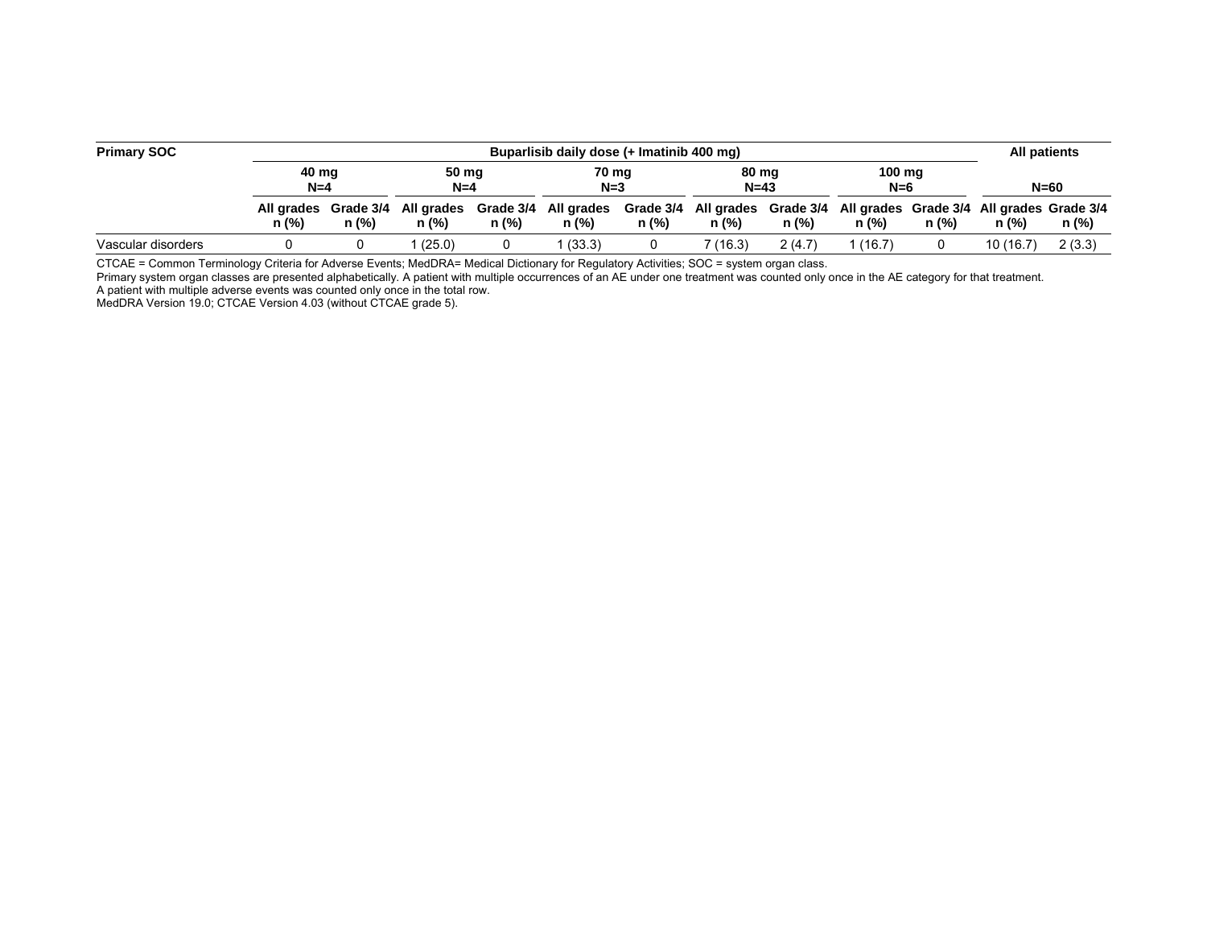| Primary SOC | Buparlisib daily dose (+ Imatinib 400 mg) | | | | | | | | | | All patients | |
|---|---|---|---|---|---|---|---|---|---|---|---|---|
| | 40 mg N=4 | | 50 mg N=4 | | 70 mg N=3 | | 80 mg N=43 | | 100 mg N=6 | | N=60 | |
| | All grades n (%) | Grade 3/4 n (%) | All grades n (%) | Grade 3/4 n (%) | All grades n (%) | Grade 3/4 n (%) | All grades n (%) | Grade 3/4 n (%) | All grades n (%) | Grade 3/4 n (%) | All grades n (%) | Grade 3/4 n (%) |
| Vascular disorders | 0 | 0 | 1 (25.0) | 0 | 1 (33.3) | 0 | 7 (16.3) | 2 (4.7) | 1 (16.7) | 0 | 10 (16.7) | 2 (3.3) |

CTCAE = Common Terminology Criteria for Adverse Events; MedDRA= Medical Dictionary for Regulatory Activities; SOC = system organ class.
Primary system organ classes are presented alphabetically. A patient with multiple occurrences of an AE under one treatment was counted only once in the AE category for that treatment.
A patient with multiple adverse events was counted only once in the total row.
MedDRA Version 19.0; CTCAE Version 4.03 (without CTCAE grade 5).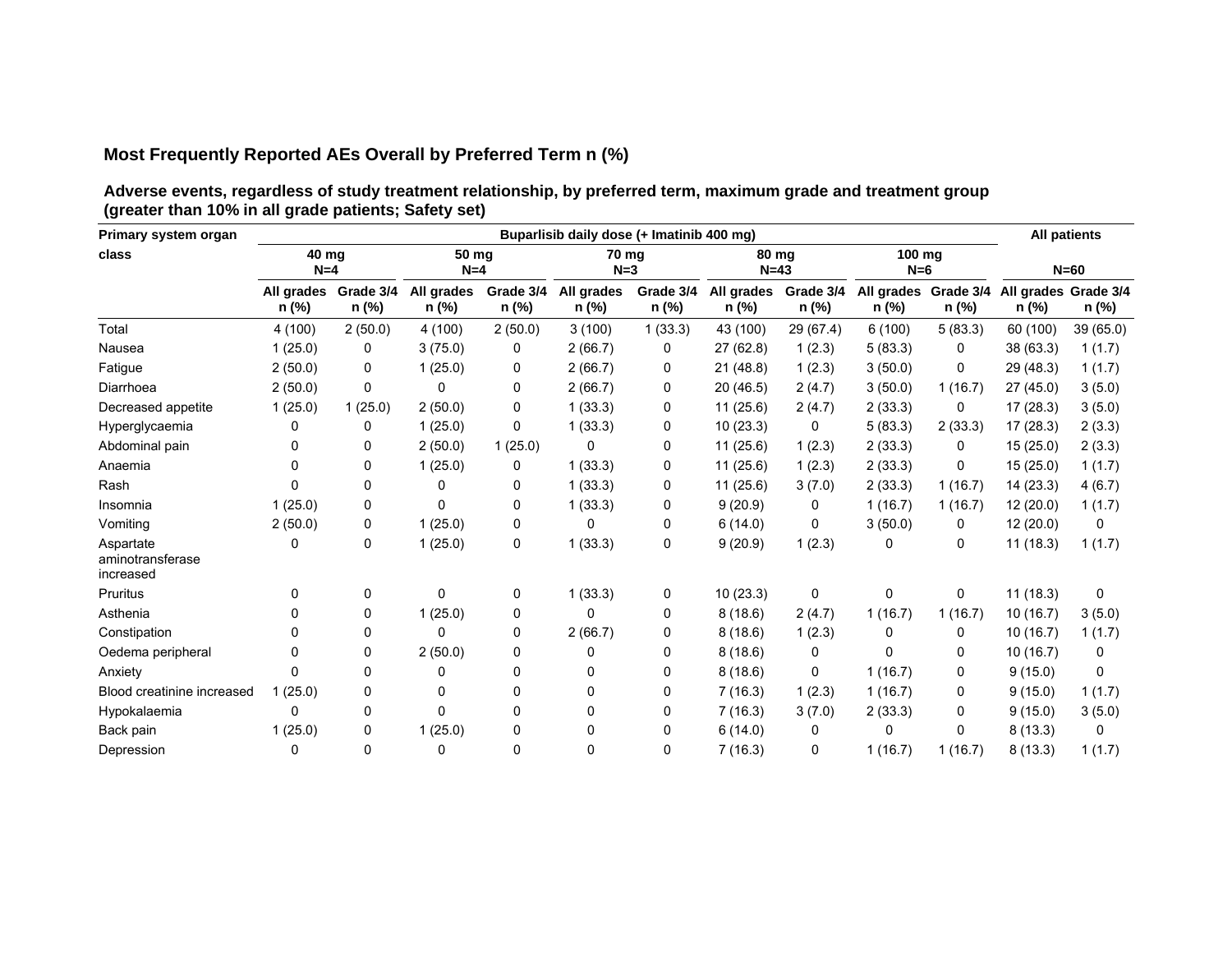### Most Frequently Reported AEs Overall by Preferred Term n (%)

**Adverse events, regardless of study treatment relationship, by preferred term, maximum grade and treatment group (greater than 10% in all grade patients; Safety set)**

| Primary system organ class | Buparlisib daily dose (+ Imatinib 400 mg) | | | | | | | | | | All patients | |
|---|---|---|---|---|---|---|---|---|---|---|---|---|
| | 40 mg N=4 | | 50 mg N=4 | | 70 mg N=3 | | 80 mg N=43 | | 100 mg N=6 | | N=60 | |
| | All grades n (%) | Grade 3/4 n (%) | All grades n (%) | Grade 3/4 n (%) | All grades n (%) | Grade 3/4 n (%) | All grades n (%) | Grade 3/4 n (%) | All grades n (%) | Grade 3/4 n (%) | All grades n (%) | Grade 3/4 n (%) |
| Total | 4 (100) | 2 (50.0) | 4 (100) | 2 (50.0) | 3 (100) | 1 (33.3) | 43 (100) | 29 (67.4) | 6 (100) | 5 (83.3) | 60 (100) | 39 (65.0) |
| Nausea | 1 (25.0) | 0 | 3 (75.0) | 0 | 2 (66.7) | 0 | 27 (62.8) | 1 (2.3) | 5 (83.3) | 0 | 38 (63.3) | 1 (1.7) |
| Fatigue | 2 (50.0) | 0 | 1 (25.0) | 0 | 2 (66.7) | 0 | 21 (48.8) | 1 (2.3) | 3 (50.0) | 0 | 29 (48.3) | 1 (1.7) |
| Diarrhoea | 2 (50.0) | 0 | 0 | 0 | 2 (66.7) | 0 | 20 (46.5) | 2 (4.7) | 3 (50.0) | 1 (16.7) | 27 (45.0) | 3 (5.0) |
| Decreased appetite | 1 (25.0) | 1 (25.0) | 2 (50.0) | 0 | 1 (33.3) | 0 | 11 (25.6) | 2 (4.7) | 2 (33.3) | 0 | 17 (28.3) | 3 (5.0) |
| Hyperglycaemia | 0 | 0 | 1 (25.0) | 0 | 1 (33.3) | 0 | 10 (23.3) | 0 | 5 (83.3) | 2 (33.3) | 17 (28.3) | 2 (3.3) |
| Abdominal pain | 0 | 0 | 2 (50.0) | 1 (25.0) | 0 | 0 | 11 (25.6) | 1 (2.3) | 2 (33.3) | 0 | 15 (25.0) | 2 (3.3) |
| Anaemia | 0 | 0 | 1 (25.0) | 0 | 1 (33.3) | 0 | 11 (25.6) | 1 (2.3) | 2 (33.3) | 0 | 15 (25.0) | 1 (1.7) |
| Rash | 0 | 0 | 0 | 0 | 1 (33.3) | 0 | 11 (25.6) | 3 (7.0) | 2 (33.3) | 1 (16.7) | 14 (23.3) | 4 (6.7) |
| Insomnia | 1 (25.0) | 0 | 0 | 0 | 1 (33.3) | 0 | 9 (20.9) | 0 | 1 (16.7) | 1 (16.7) | 12 (20.0) | 1 (1.7) |
| Vomiting | 2 (50.0) | 0 | 1 (25.0) | 0 | 0 | 0 | 6 (14.0) | 0 | 3 (50.0) | 0 | 12 (20.0) | 0 |
| Aspartate aminotransferase increased | 0 | 0 | 1 (25.0) | 0 | 1 (33.3) | 0 | 9 (20.9) | 1 (2.3) | 0 | 0 | 11 (18.3) | 1 (1.7) |
| Pruritus | 0 | 0 | 0 | 0 | 1 (33.3) | 0 | 10 (23.3) | 0 | 0 | 0 | 11 (18.3) | 0 |
| Asthenia | 0 | 0 | 1 (25.0) | 0 | 0 | 0 | 8 (18.6) | 2 (4.7) | 1 (16.7) | 1 (16.7) | 10 (16.7) | 3 (5.0) |
| Constipation | 0 | 0 | 0 | 0 | 2 (66.7) | 0 | 8 (18.6) | 1 (2.3) | 0 | 0 | 10 (16.7) | 1 (1.7) |
| Oedema peripheral | 0 | 0 | 2 (50.0) | 0 | 0 | 0 | 8 (18.6) | 0 | 0 | 0 | 10 (16.7) | 0 |
| Anxiety | 0 | 0 | 0 | 0 | 0 | 0 | 8 (18.6) | 0 | 1 (16.7) | 0 | 9 (15.0) | 0 |
| Blood creatinine increased | 1 (25.0) | 0 | 0 | 0 | 0 | 0 | 7 (16.3) | 1 (2.3) | 1 (16.7) | 0 | 9 (15.0) | 1 (1.7) |
| Hypokalaemia | 0 | 0 | 0 | 0 | 0 | 0 | 7 (16.3) | 3 (7.0) | 2 (33.3) | 0 | 9 (15.0) | 3 (5.0) |
| Back pain | 1 (25.0) | 0 | 1 (25.0) | 0 | 0 | 0 | 6 (14.0) | 0 | 0 | 0 | 8 (13.3) | 0 |
| Depression | 0 | 0 | 0 | 0 | 0 | 0 | 7 (16.3) | 0 | 1 (16.7) | 1 (16.7) | 8 (13.3) | 1 (1.7) |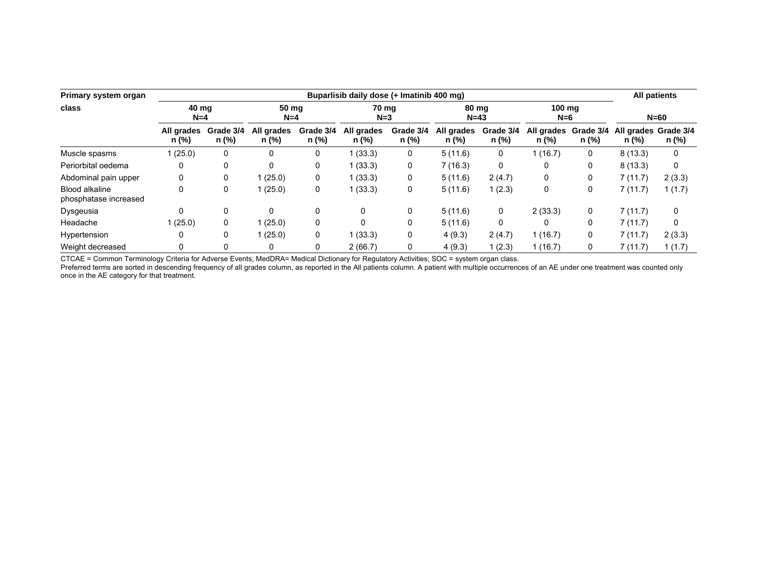| Primary system organ class | Buparlisib daily dose (+ Imatinib 400 mg) | | | | | | | | | | All patients | |
|---|---|---|---|---|---|---|---|---|---|---|---|---|
| | 40 mg N=4 | | 50 mg N=4 | | 70 mg N=3 | | 80 mg N=43 | | 100 mg N=6 | | N=60 | |
| | All grades n (%) | Grade 3/4 n (%) | All grades n (%) | Grade 3/4 n (%) | All grades n (%) | Grade 3/4 n (%) | All grades n (%) | Grade 3/4 n (%) | All grades n (%) | Grade 3/4 n (%) | All grades n (%) | Grade 3/4 n (%) |
| Muscle spasms | 1 (25.0) | 0 | 0 | 0 | 1 (33.3) | 0 | 5 (11.6) | 0 | 1 (16.7) | 0 | 8 (13.3) | 0 |
| Periorbital oedema | 0 | 0 | 0 | 0 | 1 (33.3) | 0 | 7 (16.3) | 0 | 0 | 0 | 8 (13.3) | 0 |
| Abdominal pain upper | 0 | 0 | 1 (25.0) | 0 | 1 (33.3) | 0 | 5 (11.6) | 2 (4.7) | 0 | 0 | 7 (11.7) | 2 (3.3) |
| Blood alkaline phosphatase increased | 0 | 0 | 1 (25.0) | 0 | 1 (33.3) | 0 | 5 (11.6) | 1 (2.3) | 0 | 0 | 7 (11.7) | 1 (1.7) |
| Dysgeusia | 0 | 0 | 0 | 0 | 0 | 0 | 5 (11.6) | 0 | 2 (33.3) | 0 | 7 (11.7) | 0 |
| Headache | 1 (25.0) | 0 | 1 (25.0) | 0 | 0 | 0 | 5 (11.6) | 0 | 0 | 0 | 7 (11.7) | 0 |
| Hypertension | 0 | 0 | 1 (25.0) | 0 | 1 (33.3) | 0 | 4 (9.3) | 2 (4.7) | 1 (16.7) | 0 | 7 (11.7) | 2 (3.3) |
| Weight decreased | 0 | 0 | 0 | 0 | 2 (66.7) | 0 | 4 (9.3) | 1 (2.3) | 1 (16.7) | 0 | 7 (11.7) | 1 (1.7) |

CTCAE = Common Terminology Criteria for Adverse Events; MedDRA= Medical Dictionary for Regulatory Activities; SOC = system organ class.
Preferred terms are sorted in descending frequency of all grades column, as reported in the All patients column. A patient with multiple occurrences of an AE under one treatment was counted only once in the AE category for that treatment.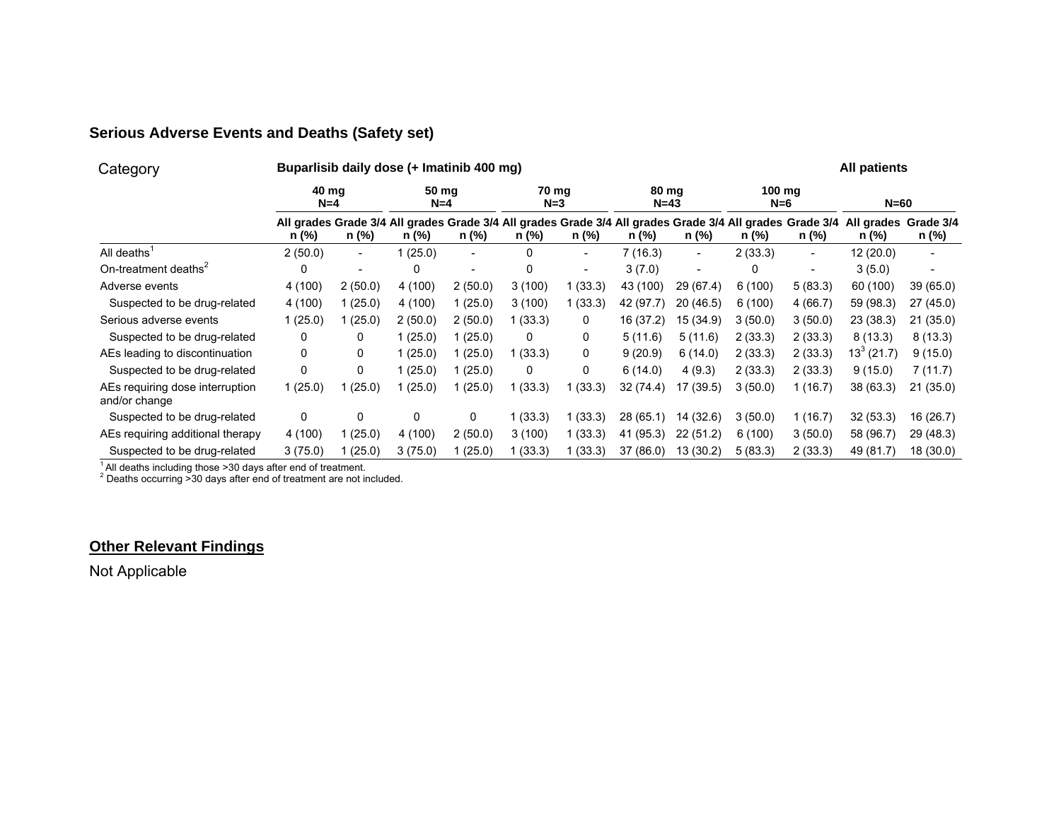## Serious Adverse Events and Deaths (Safety set)

| Category | Buparlisib daily dose (+ Imatinib 400 mg) | | | | | | | | | | All patients | |
|---|---|---|---|---|---|---|---|---|---|---|---|---|
| | 40 mg N=4 | | 50 mg N=4 | | 70 mg N=3 | | 80 mg N=43 | | 100 mg N=6 | | N=60 | |
| | All grades n (%) | Grade 3/4 n (%) | All grades n (%) | Grade 3/4 n (%) | All grades n (%) | Grade 3/4 n (%) | All grades n (%) | Grade 3/4 n (%) | All grades n (%) | Grade 3/4 n (%) | All grades n (%) | Grade 3/4 n (%) |
| All deaths[1] | 2 (50.0) | - | 1 (25.0) | - | 0 | - | 7 (16.3) | - | 2 (33.3) | - | 12 (20.0) | - |
| On-treatment deaths[2] | 0 | - | 0 | - | 0 | - | 3 (7.0) | - | 0 | - | 3 (5.0) | - |
| Adverse events | 4 (100) | 2 (50.0) | 4 (100) | 2 (50.0) | 3 (100) | 1 (33.3) | 43 (100) | 29 (67.4) | 6 (100) | 5 (83.3) | 60 (100) | 39 (65.0) |
| Suspected to be drug-related | 4 (100) | 1 (25.0) | 4 (100) | 1 (25.0) | 3 (100) | 1 (33.3) | 42 (97.7) | 20 (46.5) | 6 (100) | 4 (66.7) | 59 (98.3) | 27 (45.0) |
| Serious adverse events | 1 (25.0) | 1 (25.0) | 2 (50.0) | 2 (50.0) | 1 (33.3) | 0 | 16 (37.2) | 15 (34.9) | 3 (50.0) | 3 (50.0) | 23 (38.3) | 21 (35.0) |
| Suspected to be drug-related | 0 | 0 | 1 (25.0) | 1 (25.0) | 0 | 0 | 5 (11.6) | 5 (11.6) | 2 (33.3) | 2 (33.3) | 8 (13.3) | 8 (13.3) |
| AEs leading to discontinuation | 0 | 0 | 1 (25.0) | 1 (25.0) | 1 (33.3) | 0 | 9 (20.9) | 6 (14.0) | 2 (33.3) | 2 (33.3) | 13[3] (21.7) | 9 (15.0) |
| Suspected to be drug-related | 0 | 0 | 1 (25.0) | 1 (25.0) | 0 | 0 | 6 (14.0) | 4 (9.3) | 2 (33.3) | 2 (33.3) | 9 (15.0) | 7 (11.7) |
| AEs requiring dose interruption and/or change | 1 (25.0) | 1 (25.0) | 1 (25.0) | 1 (25.0) | 1 (33.3) | 1 (33.3) | 32 (74.4) | 17 (39.5) | 3 (50.0) | 1 (16.7) | 38 (63.3) | 21 (35.0) |
| Suspected to be drug-related | 0 | 0 | 0 | 0 | 1 (33.3) | 1 (33.3) | 28 (65.1) | 14 (32.6) | 3 (50.0) | 1 (16.7) | 32 (53.3) | 16 (26.7) |
| AEs requiring additional therapy | 4 (100) | 1 (25.0) | 4 (100) | 2 (50.0) | 3 (100) | 1 (33.3) | 41 (95.3) | 22 (51.2) | 6 (100) | 3 (50.0) | 58 (96.7) | 29 (48.3) |
| Suspected to be drug-related | 3 (75.0) | 1 (25.0) | 3 (75.0) | 1 (25.0) | 1 (33.3) | 1 (33.3) | 37 (86.0) | 13 (30.2) | 5 (83.3) | 2 (33.3) | 49 (81.7) | 18 (30.0) |

[1] All deaths including those >30 days after end of treatment.
[2] Deaths occurring >30 days after end of treatment are not included.

## Other Relevant Findings

Not Applicable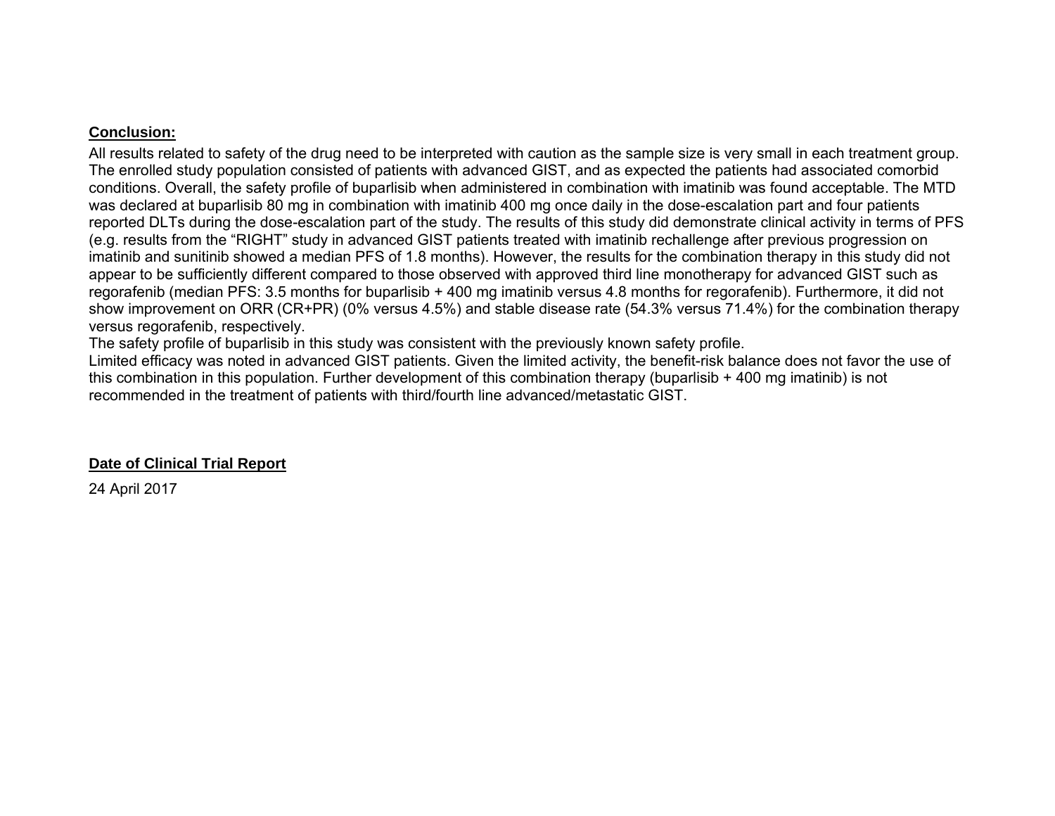## **Conclusion:**

All results related to safety of the drug need to be interpreted with caution as the sample size is very small in each treatment group. The enrolled study population consisted of patients with advanced GIST, and as expected the patients had associated comorbid conditions. Overall, the safety profile of buparlisib when administered in combination with imatinib was found acceptable. The MTD was declared at buparlisib 80 mg in combination with imatinib 400 mg once daily in the dose-escalation part and four patients reported DLTs during the dose-escalation part of the study. The results of this study did demonstrate clinical activity in terms of PFS (e.g. results from the "RIGHT" study in advanced GIST patients treated with imatinib rechallenge after previous progression on imatinib and sunitinib showed a median PFS of 1.8 months). However, the results for the combination therapy in this study did not appear to be sufficiently different compared to those observed with approved third line monotherapy for advanced GIST such as regorafenib (median PFS: 3.5 months for buparlisib + 400 mg imatinib versus 4.8 months for regorafenib). Furthermore, it did not show improvement on ORR (CR+PR) (0% versus 4.5%) and stable disease rate (54.3% versus 71.4%) for the combination therapy versus regorafenib, respectively.

The safety profile of buparlisib in this study was consistent with the previously known safety profile.

Limited efficacy was noted in advanced GIST patients. Given the limited activity, the benefit-risk balance does not favor the use of this combination in this population. Further development of this combination therapy (buparlisib + 400 mg imatinib) is not recommended in the treatment of patients with third/fourth line advanced/metastatic GIST.

## **Date of Clinical Trial Report**

24 April 2017